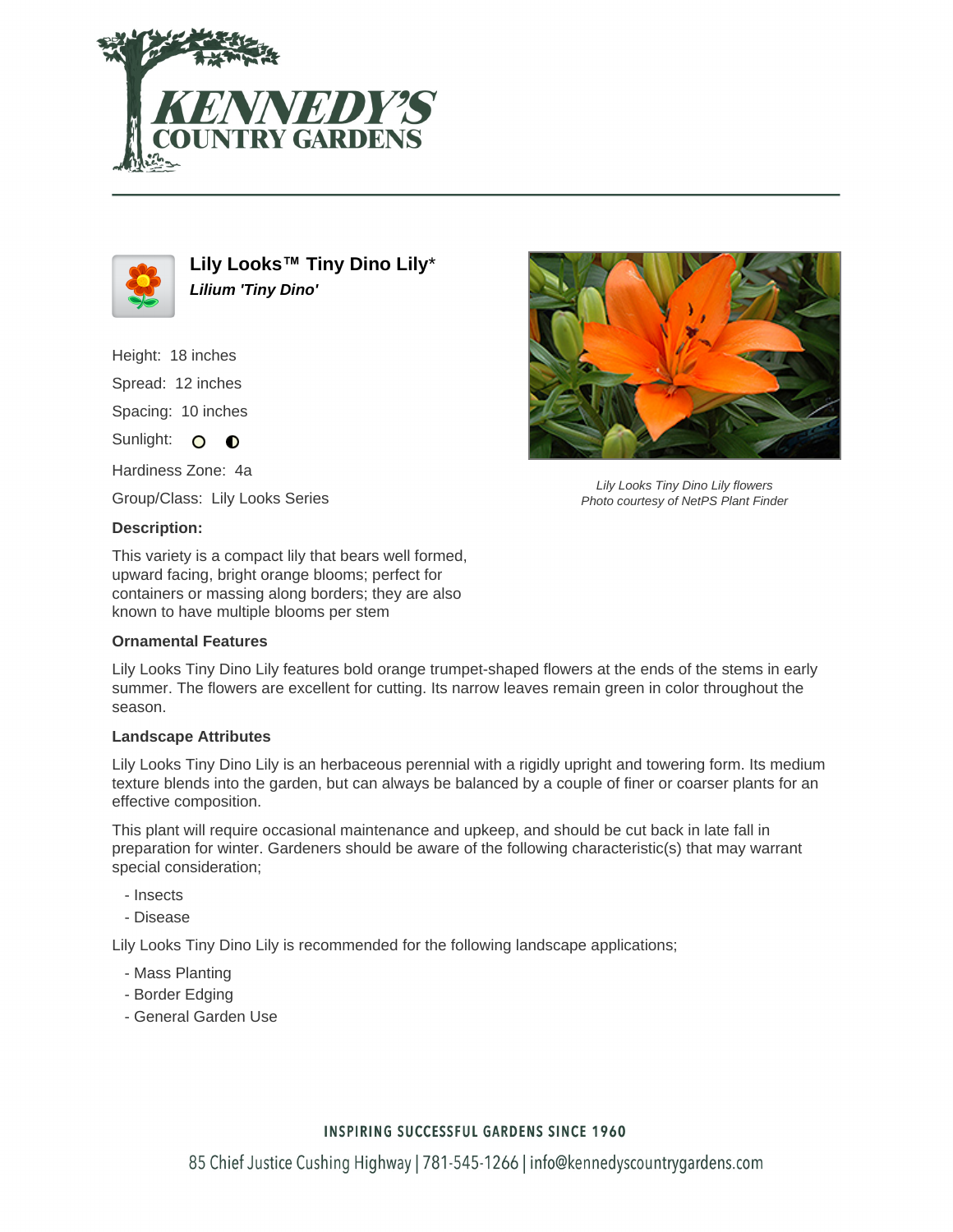# Lily Looks™ Tiny Dino Lily*

***Lilium 'Tiny Dino'***

Height: 18 inches

Spread: 12 inches

Spacing: 10 inches

Sunlight:

Hardiness Zone: 4a

Group/Class: Lily Looks Series

*Lily Looks Tiny Dino Lily flowers*
*Photo courtesy of NetPS Plant Finder*

**Description:**

This variety is a compact lily that bears well formed, upward facing, bright orange blooms; perfect for containers or massing along borders; they are also known to have multiple blooms per stem

### Ornamental Features

Lily Looks Tiny Dino Lily features bold orange trumpet-shaped flowers at the ends of the stems in early summer. The flowers are excellent for cutting. Its narrow leaves remain green in color throughout the season.

### Landscape Attributes

Lily Looks Tiny Dino Lily is an herbaceous perennial with a rigidly upright and towering form. Its medium texture blends into the garden, but can always be balanced by a couple of finer or coarser plants for an effective composition.

This plant will require occasional maintenance and upkeep, and should be cut back in late fall in preparation for winter. Gardeners should be aware of the following characteristic(s) that may warrant special consideration;

- Insects
- Disease

Lily Looks Tiny Dino Lily is recommended for the following landscape applications;

- Mass Planting
- Border Edging
- General Garden Use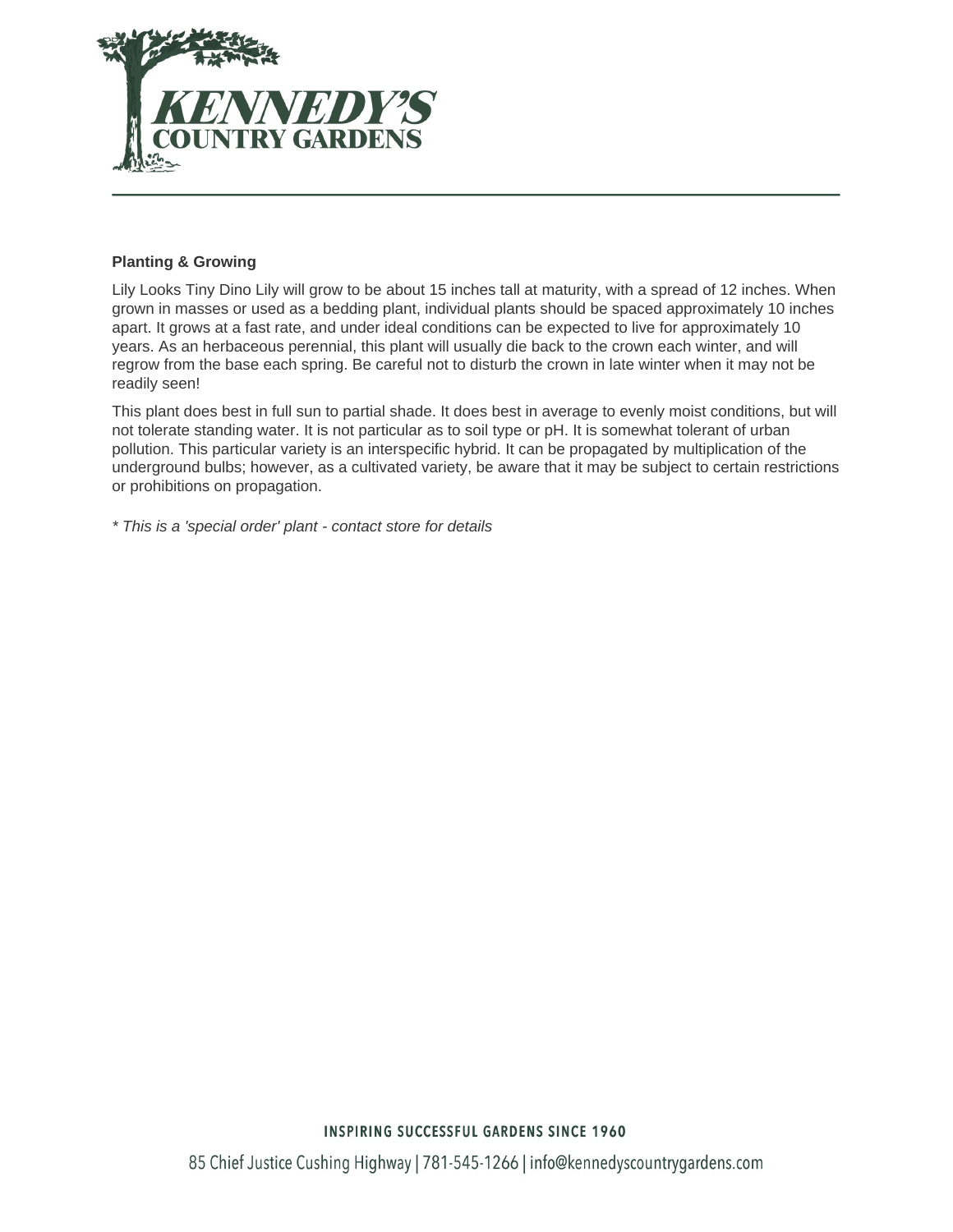**Planting & Growing**

Lily Looks Tiny Dino Lily will grow to be about 15 inches tall at maturity, with a spread of 12 inches. When grown in masses or used as a bedding plant, individual plants should be spaced approximately 10 inches apart. It grows at a fast rate, and under ideal conditions can be expected to live for approximately 10 years. As an herbaceous perennial, this plant will usually die back to the crown each winter, and will regrow from the base each spring. Be careful not to disturb the crown in late winter when it may not be readily seen!

This plant does best in full sun to partial shade. It does best in average to evenly moist conditions, but will not tolerate standing water. It is not particular as to soil type or pH. It is somewhat tolerant of urban pollution. This particular variety is an interspecific hybrid. It can be propagated by multiplication of the underground bulbs; however, as a cultivated variety, be aware that it may be subject to certain restrictions or prohibitions on propagation.

*\* This is a 'special order' plant - contact store for details*